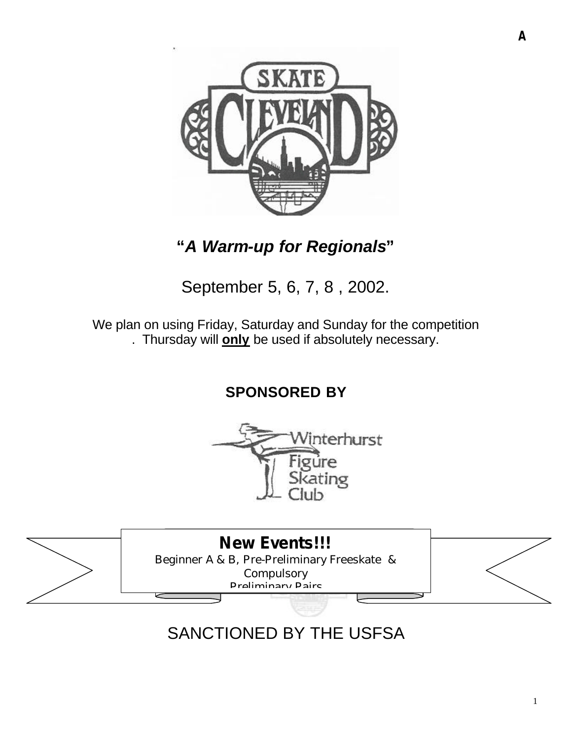A

**"*A Warm-up for Regionals*"**

September 5, 6, 7, 8 , 2002.

We plan on using Friday, Saturday and Sunday for the competition . Thursday will **only** be used if absolutely necessary.

**SPONSORED BY**

**New Events!!!**

Beginner A & B, Pre-Preliminary Freeskate & Compulsory

Preliminary Pairs

SANCTIONED BY THE USFSA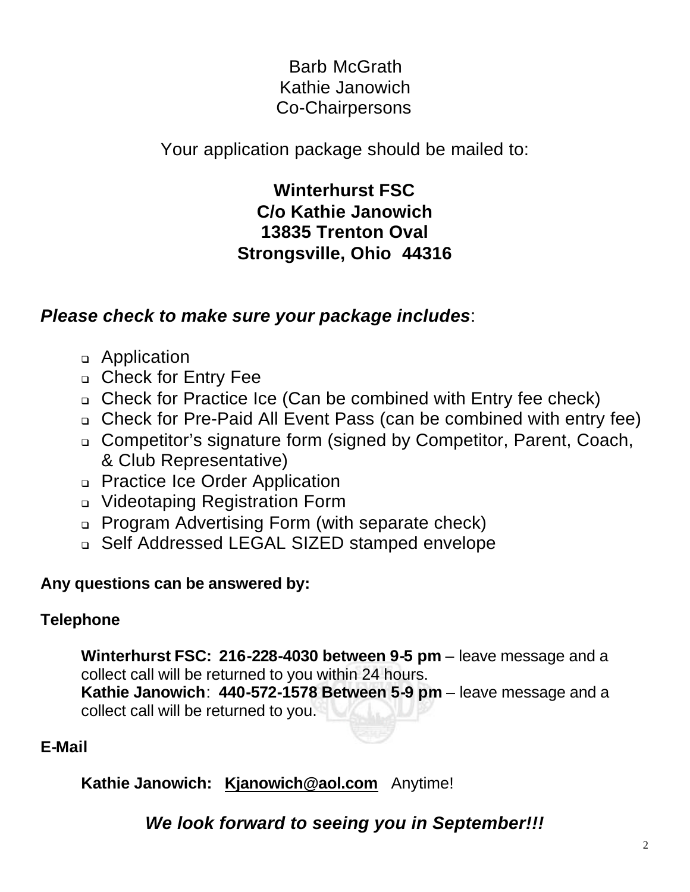Barb McGrath
Kathie Janowich
Co-Chairpersons

Your application package should be mailed to:

**Winterhurst FSC**
**C/o Kathie Janowich**
**13835 Trenton Oval**
**Strongsville, Ohio 44316**

***Please check to make sure your package includes***:

- Application
- Check for Entry Fee
- Check for Practice Ice (Can be combined with Entry fee check)
- Check for Pre-Paid All Event Pass (can be combined with entry fee)
- Competitor's signature form (signed by Competitor, Parent, Coach, & Club Representative)
- Practice Ice Order Application
- Videotaping Registration Form
- Program Advertising Form (with separate check)
- Self Addressed LEGAL SIZED stamped envelope

**Any questions can be answered by:**

**Telephone**

**Winterhurst FSC: 216-228-4030 between 9-5 pm** – leave message and a collect call will be returned to you within 24 hours.
**Kathie Janowich**: **440-572-1578 Between 5-9 pm** – leave message and a collect call will be returned to you.

**E-Mail**

**Kathie Janowich: Kjanowich@aol.com** Anytime!

***We look forward to seeing you in September!!!***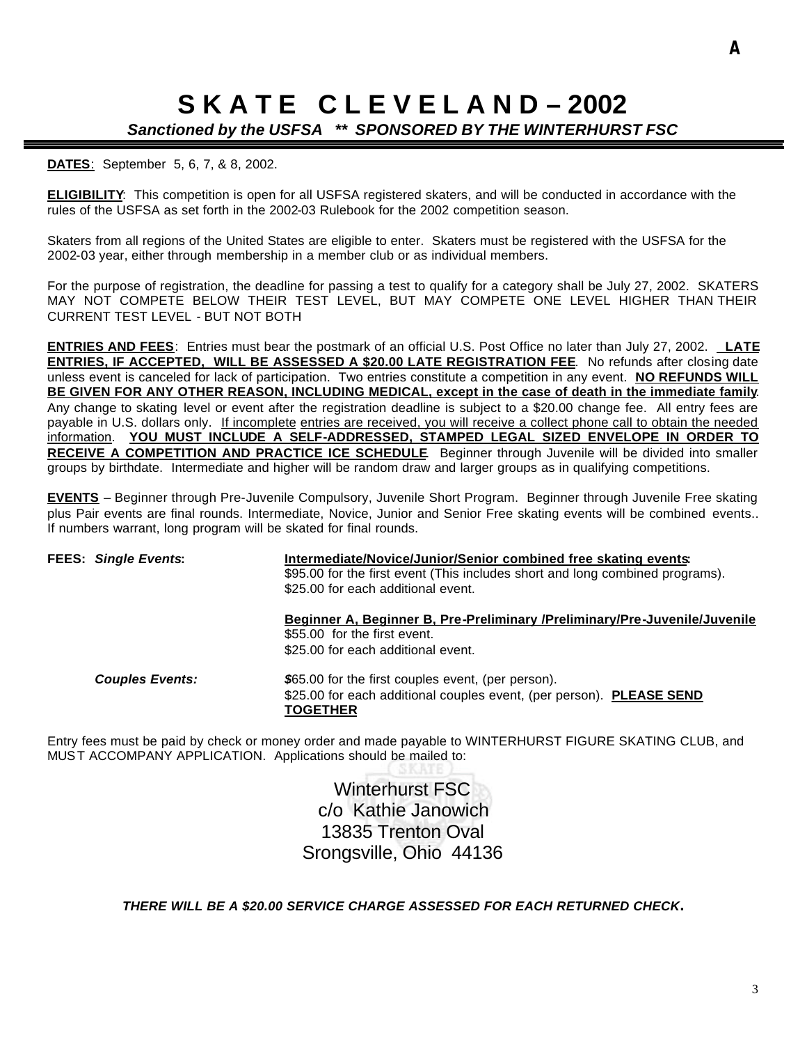A

# S K A T E   C L E V E L A N D – 2002

***Sanctioned by the USFSA  \*\* SPONSORED BY THE WINTERHURST FSC***

**DATES**: September 5, 6, 7, & 8, 2002.

**ELIGIBILITY**: This competition is open for all USFSA registered skaters, and will be conducted in accordance with the rules of the USFSA as set forth in the 2002-03 Rulebook for the 2002 competition season.

Skaters from all regions of the United States are eligible to enter. Skaters must be registered with the USFSA for the 2002-03 year, either through membership in a member club or as individual members.

For the purpose of registration, the deadline for passing a test to qualify for a category shall be July 27, 2002. SKATERS MAY NOT COMPETE BELOW THEIR TEST LEVEL, BUT MAY COMPETE ONE LEVEL HIGHER THAN THEIR CURRENT TEST LEVEL - BUT NOT BOTH

**ENTRIES AND FEES**: Entries must bear the postmark of an official U.S. Post Office no later than July 27, 2002. **LATE ENTRIES, IF ACCEPTED, WILL BE ASSESSED A $20.00 LATE REGISTRATION FEE**. No refunds after closing date unless event is canceled for lack of participation. Two entries constitute a competition in any event. **NO REFUNDS WILL BE GIVEN FOR ANY OTHER REASON, INCLUDING MEDICAL, except in the case of death in the immediate family**. Any change to skating level or event after the registration deadline is subject to a $20.00 change fee. All entry fees are payable in U.S. dollars only. If incomplete entries are received, you will receive a collect phone call to obtain the needed information. **YOU MUST INCLUDE A SELF-ADDRESSED, STAMPED LEGAL SIZED ENVELOPE IN ORDER TO RECEIVE A COMPETITION AND PRACTICE ICE SCHEDULE**. Beginner through Juvenile will be divided into smaller groups by birthdate. Intermediate and higher will be random draw and larger groups as in qualifying competitions.

**EVENTS** – Beginner through Pre-Juvenile Compulsory, Juvenile Short Program. Beginner through Juvenile Free skating plus Pair events are final rounds. Intermediate, Novice, Junior and Senior Free skating events will be combined events.. If numbers warrant, long program will be skated for final rounds.

**FEES:** ***Single Events*****:**

**Intermediate/Novice/Junior/Senior combined free skating events:**
$95.00 for the first event (This includes short and long combined programs).
$25.00 for each additional event.

**Beginner A, Beginner B, Pre-Preliminary /Preliminary/Pre-Juvenile/Juvenile**
$55.00 for the first event.
$25.00 for each additional event.

***Couples Events:***

$65.00 for the first couples event, (per person).
$25.00 for each additional couples event, (per person). **PLEASE SEND TOGETHER**

Entry fees must be paid by check or money order and made payable to WINTERHURST FIGURE SKATING CLUB, and MUST ACCOMPANY APPLICATION. Applications should be mailed to:

Winterhurst FSC
c/o Kathie Janowich
13835 Trenton Oval
Srongsville, Ohio 44136

***THERE WILL BE A $20.00 SERVICE CHARGE ASSESSED FOR EACH RETURNED CHECK.***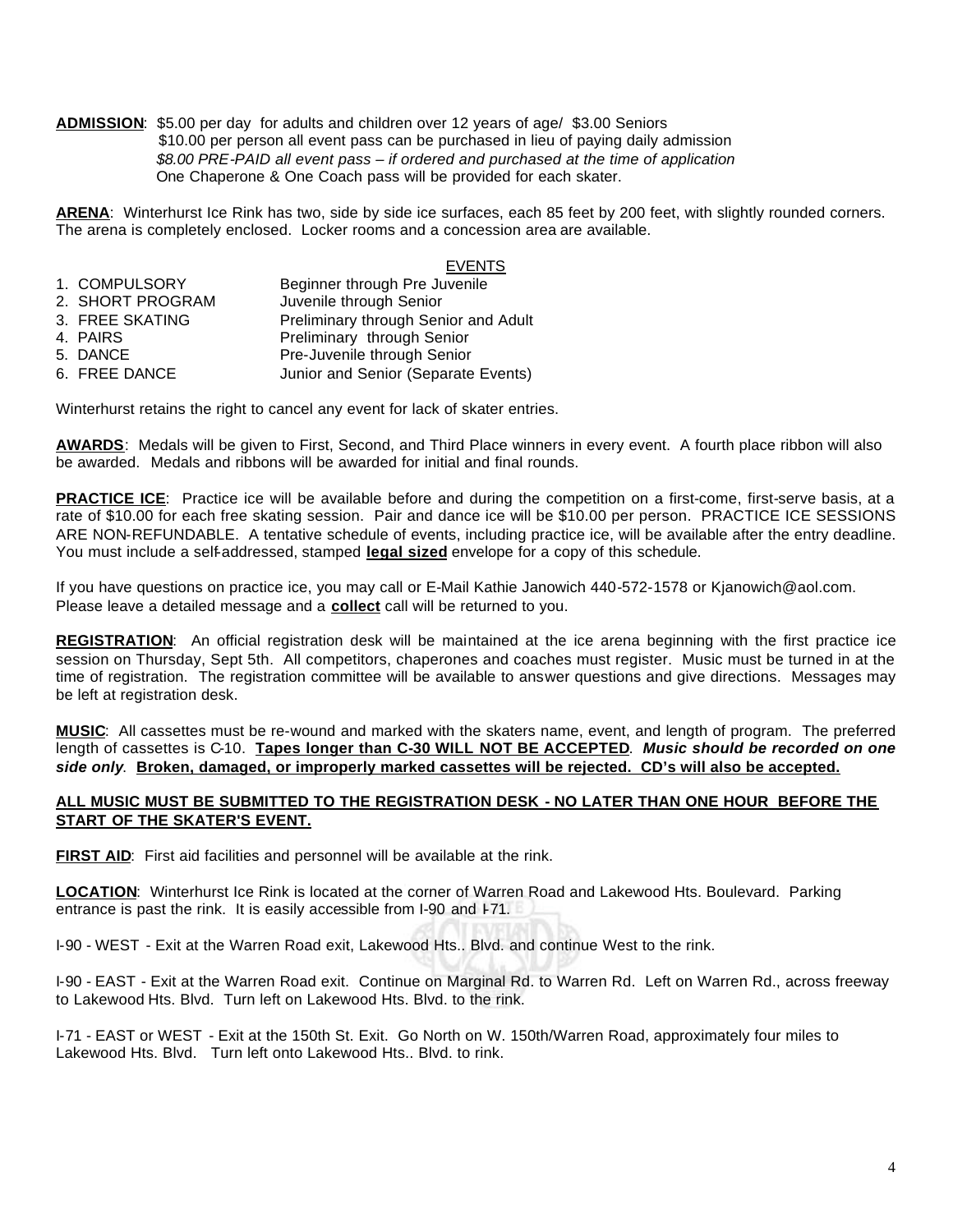**ADMISSION**: $5.00 per day for adults and children over 12 years of age/ $3.00 Seniors
$10.00 per person all event pass can be purchased in lieu of paying daily admission
*$8.00 PRE-PAID all event pass – if ordered and purchased at the time of application*
One Chaperone & One Coach pass will be provided for each skater.

**ARENA**: Winterhurst Ice Rink has two, side by side ice surfaces, each 85 feet by 200 feet, with slightly rounded corners. The arena is completely enclosed. Locker rooms and a concession area are available.

EVENTS

| | |
|---|---|
| 1. COMPULSORY | Beginner through Pre Juvenile |
| 2. SHORT PROGRAM | Juvenile through Senior |
| 3. FREE SKATING | Preliminary through Senior and Adult |
| 4. PAIRS | Preliminary through Senior |
| 5. DANCE | Pre-Juvenile through Senior |
| 6. FREE DANCE | Junior and Senior (Separate Events) |

Winterhurst retains the right to cancel any event for lack of skater entries.

**AWARDS**: Medals will be given to First, Second, and Third Place winners in every event. A fourth place ribbon will also be awarded. Medals and ribbons will be awarded for initial and final rounds.

**PRACTICE ICE**: Practice ice will be available before and during the competition on a first-come, first-serve basis, at a rate of $10.00 for each free skating session. Pair and dance ice will be $10.00 per person. PRACTICE ICE SESSIONS ARE NON-REFUNDABLE. A tentative schedule of events, including practice ice, will be available after the entry deadline. You must include a self-addressed, stamped **legal sized** envelope for a copy of this schedule.

If you have questions on practice ice, you may call or E-Mail Kathie Janowich 440-572-1578 or Kjanowich@aol.com. Please leave a detailed message and a **collect** call will be returned to you.

**REGISTRATION**: An official registration desk will be maintained at the ice arena beginning with the first practice ice session on Thursday, Sept 5th. All competitors, chaperones and coaches must register. Music must be turned in at the time of registration. The registration committee will be available to answer questions and give directions. Messages may be left at registration desk.

**MUSIC**: All cassettes must be re-wound and marked with the skaters name, event, and length of program. The preferred length of cassettes is C-10. **Tapes longer than C-30 WILL NOT BE ACCEPTED**. ***Music should be recorded on one side only***. **Broken, damaged, or improperly marked cassettes will be rejected. CD's will also be accepted.**

**ALL MUSIC MUST BE SUBMITTED TO THE REGISTRATION DESK - NO LATER THAN ONE HOUR BEFORE THE START OF THE SKATER'S EVENT.**

**FIRST AID**: First aid facilities and personnel will be available at the rink.

**LOCATION**: Winterhurst Ice Rink is located at the corner of Warren Road and Lakewood Hts. Boulevard. Parking entrance is past the rink. It is easily accessible from I-90 and I-71.

I-90 - WEST - Exit at the Warren Road exit, Lakewood Hts.. Blvd. and continue West to the rink.

I-90 - EAST - Exit at the Warren Road exit. Continue on Marginal Rd. to Warren Rd. Left on Warren Rd., across freeway to Lakewood Hts. Blvd. Turn left on Lakewood Hts. Blvd. to the rink.

I-71 - EAST or WEST - Exit at the 150th St. Exit. Go North on W. 150th/Warren Road, approximately four miles to Lakewood Hts. Blvd. Turn left onto Lakewood Hts.. Blvd. to rink.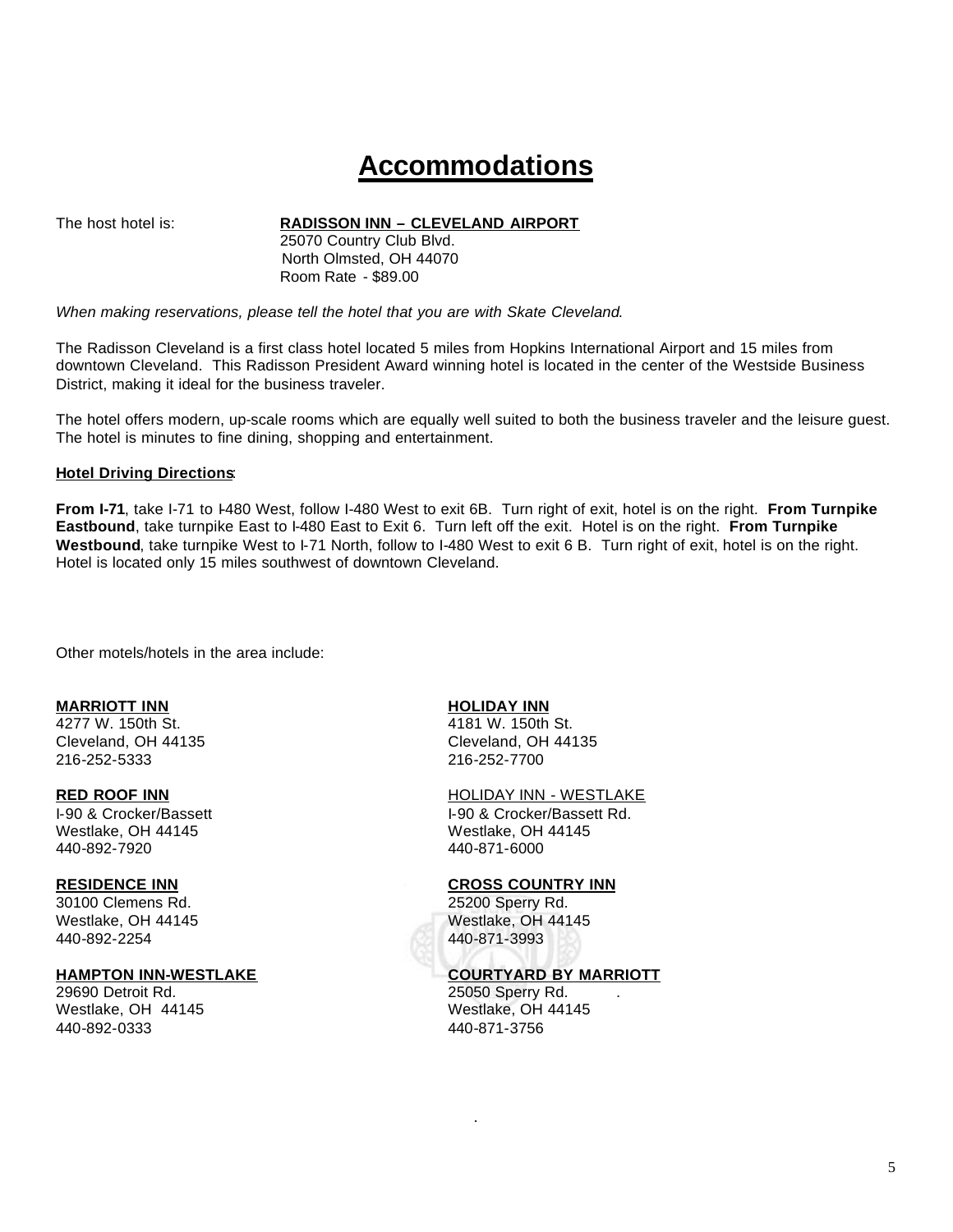# Accommodations

The host hotel is: **RADISSON INN – CLEVELAND AIRPORT**
25070 Country Club Blvd.
North Olmsted, OH 44070
Room Rate - $89.00

*When making reservations, please tell the hotel that you are with Skate Cleveland.*

The Radisson Cleveland is a first class hotel located 5 miles from Hopkins International Airport and 15 miles from downtown Cleveland. This Radisson President Award winning hotel is located in the center of the Westside Business District, making it ideal for the business traveler.

The hotel offers modern, up-scale rooms which are equally well suited to both the business traveler and the leisure guest. The hotel is minutes to fine dining, shopping and entertainment.

**Hotel Driving Directions**:

**From I-71**, take I-71 to I-480 West, follow I-480 West to exit 6B. Turn right of exit, hotel is on the right. **From Turnpike Eastbound**, take turnpike East to I-480 East to Exit 6. Turn left off the exit. Hotel is on the right. **From Turnpike Westbound**, take turnpike West to I-71 North, follow to I-480 West to exit 6 B. Turn right of exit, hotel is on the right. Hotel is located only 15 miles southwest of downtown Cleveland.

Other motels/hotels in the area include:

**MARRIOTT INN**
4277 W. 150th St.
Cleveland, OH 44135
216-252-5333

**RED ROOF INN**
I-90 & Crocker/Bassett
Westlake, OH 44145
440-892-7920

**RESIDENCE INN**
30100 Clemens Rd.
Westlake, OH 44145
440-892-2254

**HAMPTON INN-WESTLAKE**
29690 Detroit Rd.
Westlake, OH 44145
440-892-0333

**HOLIDAY INN**
4181 W. 150th St.
Cleveland, OH 44135
216-252-7700

HOLIDAY INN - WESTLAKE
I-90 & Crocker/Bassett Rd.
Westlake, OH 44145
440-871-6000

**CROSS COUNTRY INN**
25200 Sperry Rd.
Westlake, OH 44145
440-871-3993

**COURTYARD BY MARRIOTT**
25050 Sperry Rd.
Westlake, OH 44145
440-871-3756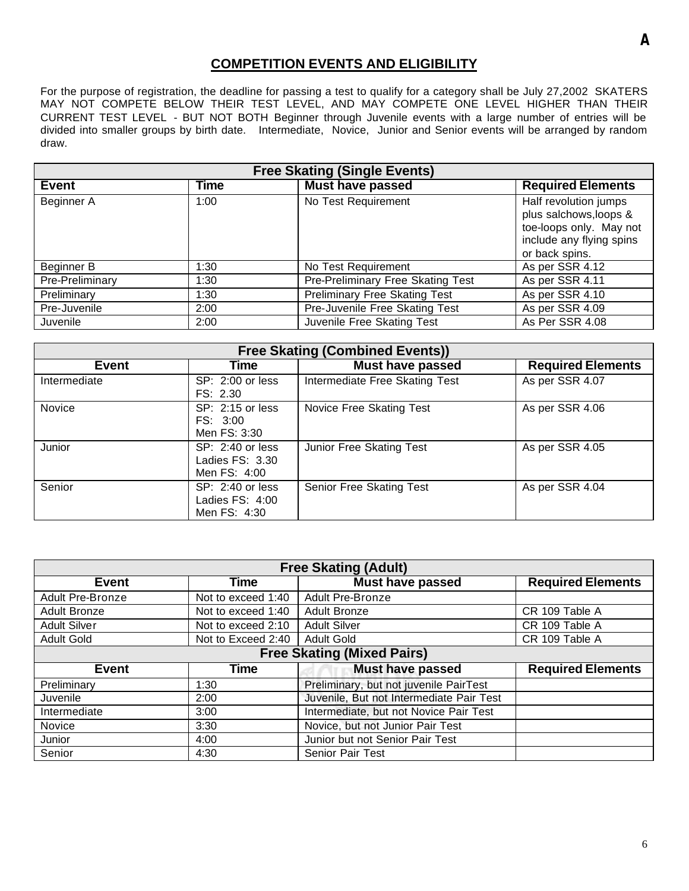## COMPETITION EVENTS AND ELIGIBILITY

For the purpose of registration, the deadline for passing a test to qualify for a category shall be July 27,2002 SKATERS MAY NOT COMPETE BELOW THEIR TEST LEVEL, AND MAY COMPETE ONE LEVEL HIGHER THAN THEIR CURRENT TEST LEVEL - BUT NOT BOTH Beginner through Juvenile events with a large number of entries will be divided into smaller groups by birth date. Intermediate, Novice, Junior and Senior events will be arranged by random draw.

| Free Skating (Single Events) | | | |
|---|---|---|---|
| **Event** | **Time** | **Must have passed** | **Required Elements** |
| Beginner A | 1:00 | No Test Requirement | Half revolution jumps plus salchows,loops & toe-loops only. May not include any flying spins or back spins. |
| Beginner B | 1:30 | No Test Requirement | As per SSR 4.12 |
| Pre-Preliminary | 1:30 | Pre-Preliminary Free Skating Test | As per SSR 4.11 |
| Preliminary | 1:30 | Preliminary Free Skating Test | As per SSR 4.10 |
| Pre-Juvenile | 2:00 | Pre-Juvenile Free Skating Test | As per SSR 4.09 |
| Juvenile | 2:00 | Juvenile Free Skating Test | As Per SSR 4.08 |

| Free Skating (Combined Events)) | | | |
|---|---|---|---|
| **Event** | **Time** | **Must have passed** | **Required Elements** |
| Intermediate | SP: 2:00 or less<br>FS: 2.30 | Intermediate Free Skating Test | As per SSR 4.07 |
| Novice | SP: 2:15 or less<br>FS: 3:00<br>Men FS: 3:30 | Novice Free Skating Test | As per SSR 4.06 |
| Junior | SP: 2:40 or less<br>Ladies FS: 3.30<br>Men FS: 4:00 | Junior Free Skating Test | As per SSR 4.05 |
| Senior | SP: 2:40 or less<br>Ladies FS: 4:00<br>Men FS: 4:30 | Senior Free Skating Test | As per SSR 4.04 |

| Free Skating (Adult) | | | |
|---|---|---|---|
| **Event** | **Time** | **Must have passed** | **Required Elements** |
| Adult Pre-Bronze | Not to exceed 1:40 | Adult Pre-Bronze | |
| Adult Bronze | Not to exceed 1:40 | Adult Bronze | CR 109 Table A |
| Adult Silver | Not to exceed 2:10 | Adult Silver | CR 109 Table A |
| Adult Gold | Not to Exceed 2:40 | Adult Gold | CR 109 Table A |
| **Free Skating (Mixed Pairs)** | | | |
| **Event** | **Time** | **Must have passed** | **Required Elements** |
| Preliminary | 1:30 | Preliminary, but not juvenile PairTest | |
| Juvenile | 2:00 | Juvenile, But not Intermediate Pair Test | |
| Intermediate | 3:00 | Intermediate, but not Novice Pair Test | |
| Novice | 3:30 | Novice, but not Junior Pair Test | |
| Junior | 4:00 | Junior but not Senior Pair Test | |
| Senior | 4:30 | Senior Pair Test | |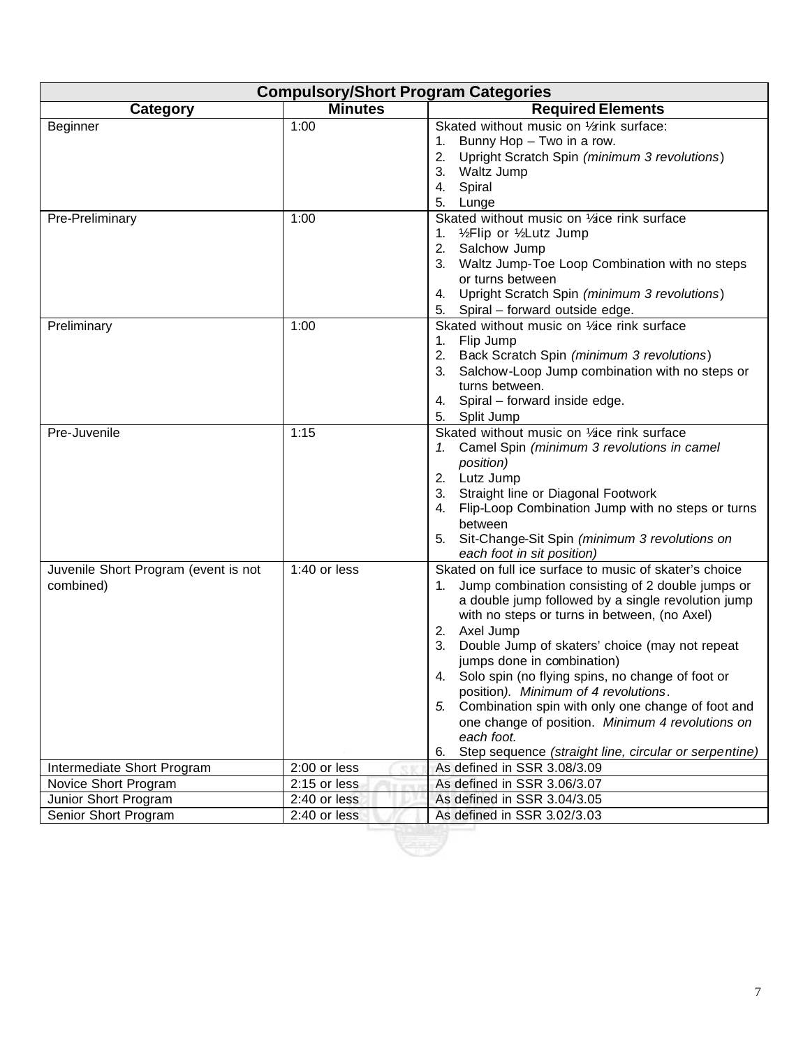| Compulsory/Short Program Categories | | |
|---|---|---|
| **Category** | **Minutes** | **Required Elements** |
| Beginner | 1:00 | Skated without music on ½rink surface:<br>1. Bunny Hop – Two in a row.<br>2. Upright Scratch Spin *(minimum 3 revolutions)*<br>3. Waltz Jump<br>4. Spiral<br>5. Lunge |
| Pre-Preliminary | 1:00 | Skated without music on ½ice rink surface<br>1. ½Flip or ½Lutz Jump<br>2. Salchow Jump<br>3. Waltz Jump-Toe Loop Combination with no steps or turns between<br>4. Upright Scratch Spin *(minimum 3 revolutions)*<br>5. Spiral – forward outside edge. |
| Preliminary | 1:00 | Skated without music on ½ice rink surface<br>1. Flip Jump<br>2. Back Scratch Spin *(minimum 3 revolutions)*<br>3. Salchow-Loop Jump combination with no steps or turns between.<br>4. Spiral – forward inside edge.<br>5. Split Jump |
| Pre-Juvenile | 1:15 | Skated without music on ½ice rink surface<br>1. Camel Spin *(minimum 3 revolutions in camel position)*<br>2. Lutz Jump<br>3. Straight line or Diagonal Footwork<br>4. Flip-Loop Combination Jump with no steps or turns between<br>5. Sit-Change-Sit Spin *(minimum 3 revolutions on each foot in sit position)* |
| Juvenile Short Program (event is not combined) | 1:40 or less | Skated on full ice surface to music of skater's choice<br>1. Jump combination consisting of 2 double jumps or a double jump followed by a single revolution jump with no steps or turns in between, (no Axel)<br>2. Axel Jump<br>3. Double Jump of skaters' choice (may not repeat jumps done in combination)<br>4. Solo spin (no flying spins, no change of foot or position*). Minimum of 4 revolutions*.<br>5. Combination spin with only one change of foot and one change of position. *Minimum 4 revolutions on each foot.*<br>6. Step sequence *(straight line, circular or serpentine)* |
| Intermediate Short Program | 2:00 or less | As defined in SSR 3.08/3.09 |
| Novice Short Program | 2:15 or less | As defined in SSR 3.06/3.07 |
| Junior Short Program | 2:40 or less | As defined in SSR 3.04/3.05 |
| Senior Short Program | 2:40 or less | As defined in SSR 3.02/3.03 |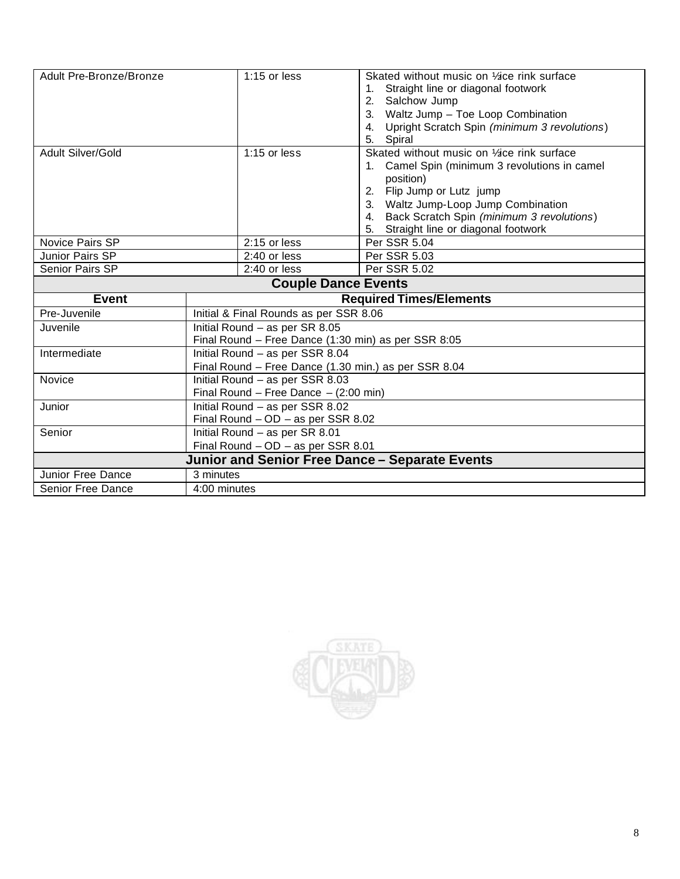| | | |
|---|---|---|
| Adult Pre-Bronze/Bronze | 1:15 or less | Skated without music on ½ice rink surface<br>1. Straight line or diagonal footwork<br>2. Salchow Jump<br>3. Waltz Jump – Toe Loop Combination<br>4. Upright Scratch Spin *(minimum 3 revolutions)*<br>5. Spiral |
| Adult Silver/Gold | 1:15 or less | Skated without music on ½ice rink surface<br>1. Camel Spin (minimum 3 revolutions in camel position)<br>2. Flip Jump or Lutz jump<br>3. Waltz Jump-Loop Jump Combination<br>4. Back Scratch Spin *(minimum 3 revolutions)*<br>5. Straight line or diagonal footwork |
| Novice Pairs SP | 2:15 or less | Per SSR 5.04 |
| Junior Pairs SP | 2:40 or less | Per SSR 5.03 |
| Senior Pairs SP | 2:40 or less | Per SSR 5.02 |

**Couple Dance Events**

| Event | Required Times/Elements |
|---|---|
| Pre-Juvenile | Initial & Final Rounds as per SSR 8.06 |
| Juvenile | Initial Round – as per SR 8.05<br>Final Round – Free Dance (1:30 min) as per SSR 8:05 |
| Intermediate | Initial Round – as per SSR 8.04<br>Final Round – Free Dance (1.30 min.) as per SSR 8.04 |
| Novice | Initial Round – as per SSR 8.03<br>Final Round – Free Dance – (2:00 min) |
| Junior | Initial Round – as per SSR 8.02<br>Final Round – OD – as per SSR 8.02 |
| Senior | Initial Round – as per SR 8.01<br>Final Round – OD – as per SSR 8.01 |

**Junior and Senior Free Dance – Separate Events**

| | |
|---|---|
| Junior Free Dance | 3 minutes |
| Senior Free Dance | 4:00 minutes |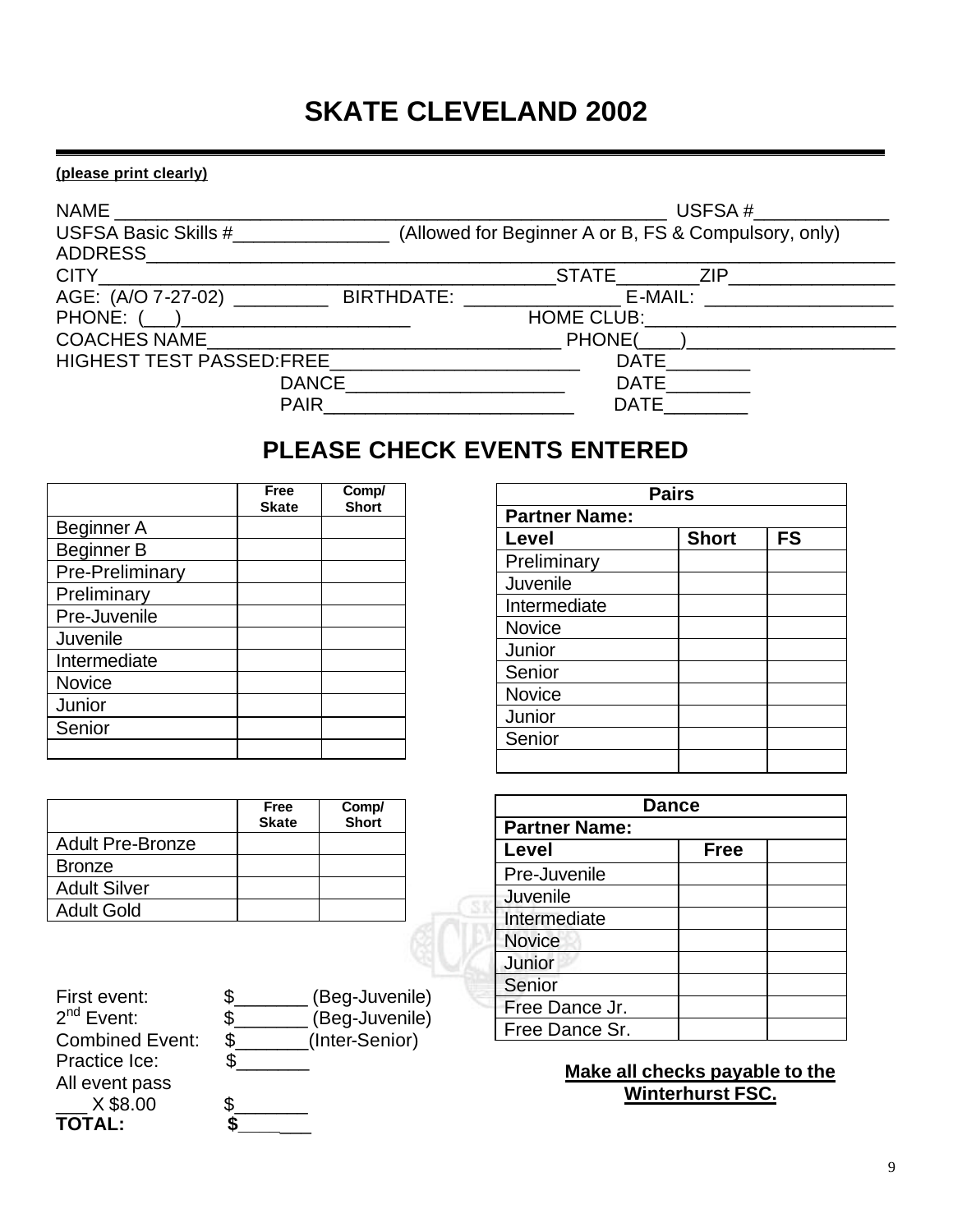# SKATE CLEVELAND 2002

**(please print clearly)**

NAME ___________________________________________________ USFSA #_____________

USFSA Basic Skills #_______________ (Allowed for Beginner A or B, FS & Compulsory, only)

ADDRESS_____________________________________________________________________

CITY__________________________________________STATE________ZIP________________

AGE: (A/O 7-27-02) _________ BIRTHDATE: _______________ E-MAIL: __________________

PHONE: (___)______________________ HOME CLUB:_________________________

COACHES NAME__________________________________ PHONE(____)_____________________

HIGHEST TEST PASSED:FREE________________________ DATE________

DANCE_____________________ DATE________

PAIR________________________ DATE________

## PLEASE CHECK EVENTS ENTERED

| | Free Skate | Comp/ Short |
|---|---|---|
| Beginner A | | |
| Beginner B | | |
| Pre-Preliminary | | |
| Preliminary | | |
| Pre-Juvenile | | |
| Juvenile | | |
| Intermediate | | |
| Novice | | |
| Junior | | |
| Senior | | |
| | | |

| | Free Skate | Comp/ Short |
|---|---|---|
| Adult Pre-Bronze | | |
| Bronze | | |
| Adult Silver | | |
| Adult Gold | | |

| Pairs | | |
|---|---|---|
| **Partner Name:** | | |
| **Level** | **Short** | **FS** |
| Preliminary | | |
| Juvenile | | |
| Intermediate | | |
| Novice | | |
| Junior | | |
| Senior | | |
| Novice | | |
| Junior | | |
| Senior | | |
| | | |

| Dance | | |
|---|---|---|
| **Partner Name:** | | |
| **Level** | **Free** | |
| Pre-Juvenile | | |
| Juvenile | | |
| Intermediate | | |
| Novice | | |
| Junior | | |
| Senior | | |
| Free Dance Jr. | | |
| Free Dance Sr. | | |

First event: $_______ (Beg-Juvenile)

2nd Event: $_______ (Beg-Juvenile)

Combined Event: $_______(Inter-Senior)

Practice Ice: $_______

All event pass

___ X $8.00 $_______

**TOTAL: $_______**

**Make all checks payable to the Winterhurst FSC.**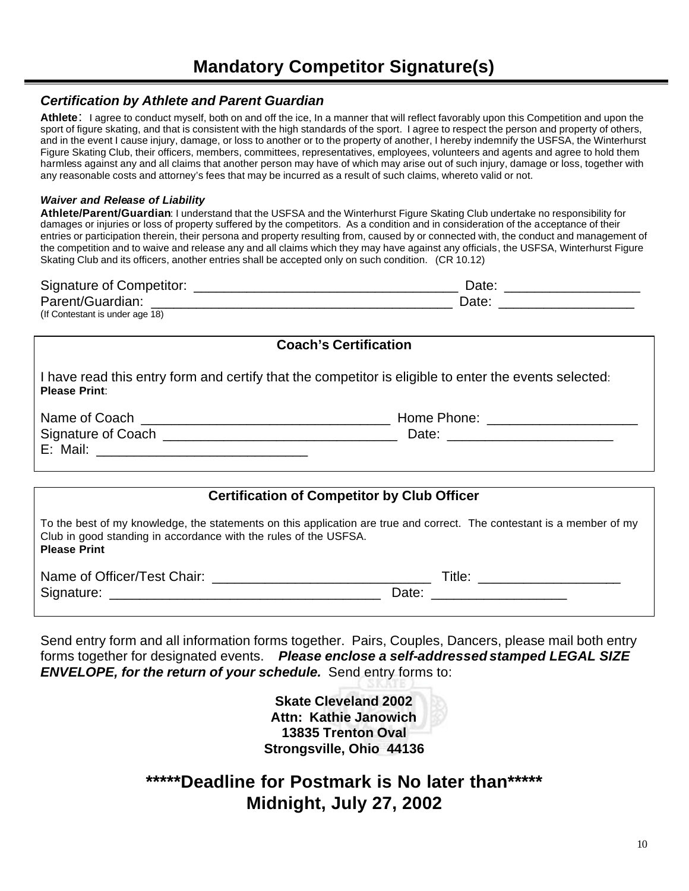# Mandatory Competitor Signature(s)

### *Certification by Athlete and Parent Guardian*

**Athlete**: I agree to conduct myself, both on and off the ice, In a manner that will reflect favorably upon this Competition and upon the sport of figure skating, and that is consistent with the high standards of the sport. I agree to respect the person and property of others, and in the event I cause injury, damage, or loss to another or to the property of another, I hereby indemnify the USFSA, the Winterhurst Figure Skating Club, their officers, members, committees, representatives, employees, volunteers and agents and agree to hold them harmless against any and all claims that another person may have of which may arise out of such injury, damage or loss, together with any reasonable costs and attorney's fees that may be incurred as a result of such claims, whereto valid or not.

***Waiver and Release of Liability***

**Athlete/Parent/Guardian**: I understand that the USFSA and the Winterhurst Figure Skating Club undertake no responsibility for damages or injuries or loss of property suffered by the competitors. As a condition and in consideration of the acceptance of their entries or participation therein, their persona and property resulting from, caused by or connected with, the conduct and management of the competition and to waive and release any and all claims which they may have against any officials, the USFSA, Winterhurst Figure Skating Club and its officers, another entries shall be accepted only on such condition. (CR 10.12)

Signature of Competitor: ___________________________________ Date: _________________
Parent/Guardian: ________________________________________ Date: _________________
(If Contestant is under age 18)

**Coach's Certification**

I have read this entry form and certify that the competitor is eligible to enter the events selected:
**Please Print**:

Name of Coach ________________________________ Home Phone: ___________________
Signature of Coach ______________________________ Date: _____________________
E: Mail: ___________________________

**Certification of Competitor by Club Officer**

To the best of my knowledge, the statements on this application are true and correct. The contestant is a member of my Club in good standing in accordance with the rules of the USFSA.
**Please Print**

Name of Officer/Test Chair: ____________________________ Title: __________________
Signature: ___________________________________ Date: _________________

Send entry form and all information forms together. Pairs, Couples, Dancers, please mail both entry forms together for designated events. ***Please enclose a self-addressed stamped LEGAL SIZE ENVELOPE, for the return of your schedule.*** Send entry forms to:

**Skate Cleveland 2002**
**Attn: Kathie Janowich**
**13835 Trenton Oval**
**Strongsville, Ohio 44136**

## *****Deadline for Postmark is No later than*****
## Midnight, July 27, 2002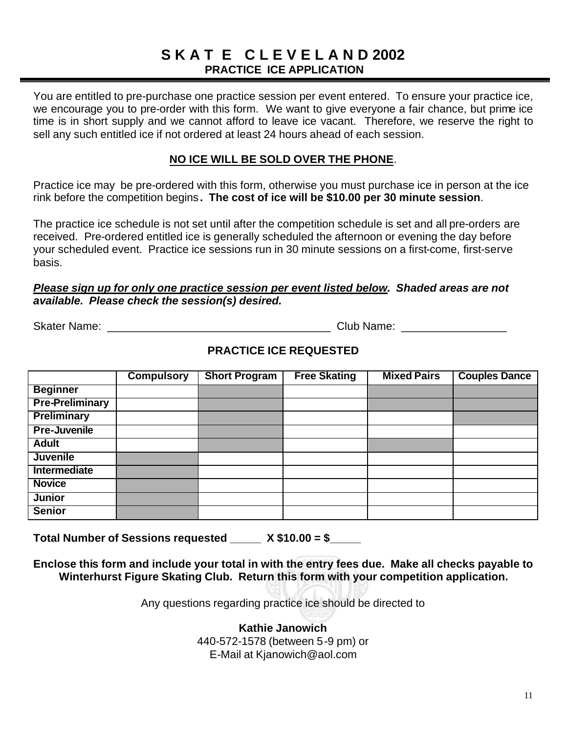# SKATE CLEVELAND 2002

## PRACTICE ICE APPLICATION

You are entitled to pre-purchase one practice session per event entered. To ensure your practice ice, we encourage you to pre-order with this form. We want to give everyone a fair chance, but prime ice time is in short supply and we cannot afford to leave ice vacant. Therefore, we reserve the right to sell any such entitled ice if not ordered at least 24 hours ahead of each session.

**NO ICE WILL BE SOLD OVER THE PHONE**.

Practice ice may be pre-ordered with this form, otherwise you must purchase ice in person at the ice rink before the competition begins**. The cost of ice will be $10.00 per 30 minute session**.

The practice ice schedule is not set until after the competition schedule is set and all pre-orders are received. Pre-ordered entitled ice is generally scheduled the afternoon or evening the day before your scheduled event. Practice ice sessions run in 30 minute sessions on a first-come, first-serve basis.

***Please sign up for only one practice session per event listed below. Shaded areas are not available. Please check the session(s) desired.***

Skater Name: ____________________________________ Club Name: _________________

### PRACTICE ICE REQUESTED

| | Compulsory | Short Program | Free Skating | Mixed Pairs | Couples Dance |
|---|---|---|---|---|---|
| **Beginner** | | (shaded) | | (shaded) | (shaded) |
| **Pre-Preliminary** | | (shaded) | | (shaded) | (shaded) |
| **Preliminary** | | (shaded) | | | (shaded) |
| **Pre-Juvenile** | | (shaded) | | | |
| **Adult** | | (shaded) | | (shaded) | |
| **Juvenile** | (shaded) | | | | |
| **Intermediate** | (shaded) | | | | |
| **Novice** | (shaded) | | | | |
| **Junior** | (shaded) | | | | |
| **Senior** | (shaded) | | | | |

**Total Number of Sessions requested _____ X $10.00 = $_____**

**Enclose this form and include your total in with the entry fees due. Make all checks payable to Winterhurst Figure Skating Club. Return this form with your competition application.**

Any questions regarding practice ice should be directed to

**Kathie Janowich**
440-572-1578 (between 5-9 pm) or
E-Mail at Kjanowich@aol.com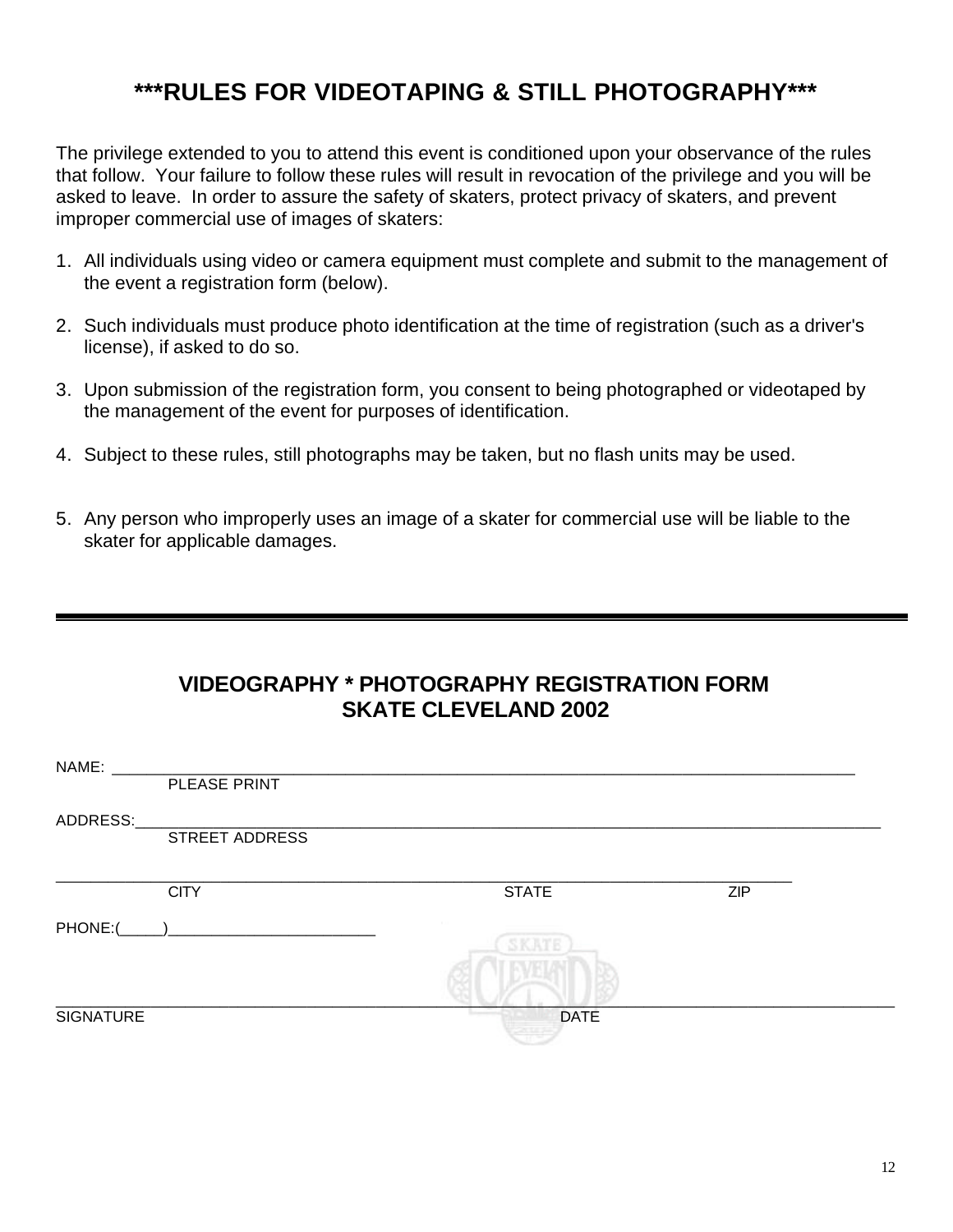# \*\*\*RULES FOR VIDEOTAPING & STILL PHOTOGRAPHY\*\*\*

The privilege extended to you to attend this event is conditioned upon your observance of the rules that follow. Your failure to follow these rules will result in revocation of the privilege and you will be asked to leave. In order to assure the safety of skaters, protect privacy of skaters, and prevent improper commercial use of images of skaters:

1. All individuals using video or camera equipment must complete and submit to the management of the event a registration form (below).
2. Such individuals must produce photo identification at the time of registration (such as a driver's license), if asked to do so.
3. Upon submission of the registration form, you consent to being photographed or videotaped by the management of the event for purposes of identification.
4. Subject to these rules, still photographs may be taken, but no flash units may be used.
5. Any person who improperly uses an image of a skater for commercial use will be liable to the skater for applicable damages.

---

## VIDEOGRAPHY * PHOTOGRAPHY REGISTRATION FORM
## SKATE CLEVELAND 2002

NAME: \_\_\_\_\_\_\_\_\_\_\_\_\_\_\_\_\_\_\_\_\_\_\_\_\_\_\_\_\_\_\_\_\_\_\_\_\_\_\_\_\_\_\_\_\_\_\_\_\_\_\_\_\_\_\_\_\_\_\_\_
PLEASE PRINT

ADDRESS:\_\_\_\_\_\_\_\_\_\_\_\_\_\_\_\_\_\_\_\_\_\_\_\_\_\_\_\_\_\_\_\_\_\_\_\_\_\_\_\_\_\_\_\_\_\_\_\_\_\_\_\_\_\_\_\_\_\_\_\_
STREET ADDRESS

\_\_\_\_\_\_\_\_\_\_\_\_\_\_\_\_\_\_\_\_\_\_\_\_\_\_\_\_\_\_\_\_\_\_\_\_\_\_\_\_\_\_\_\_\_\_\_\_\_\_\_\_\_\_\_\_\_\_\_\_
CITY STATE ZIP

PHONE:(\_\_\_\_\_)\_\_\_\_\_\_\_\_\_\_\_\_\_\_\_\_\_\_\_\_\_\_\_\_

\_\_\_\_\_\_\_\_\_\_\_\_\_\_\_\_\_\_\_\_\_\_\_\_\_\_\_\_\_\_\_\_\_\_\_\_\_\_\_\_\_\_\_\_\_\_\_\_\_\_\_\_\_\_\_\_\_\_\_\_
SIGNATURE DATE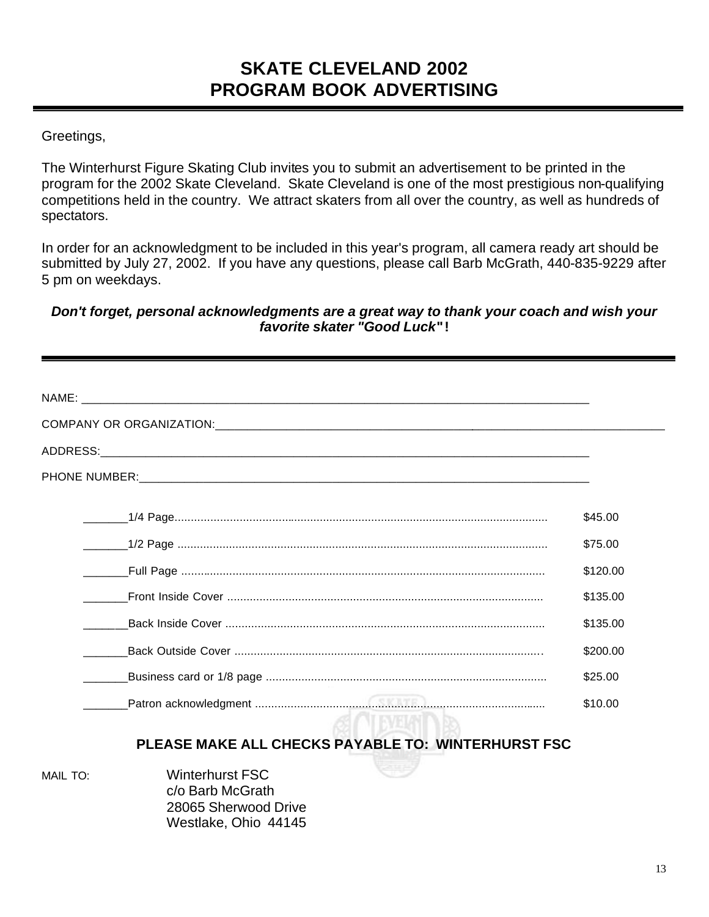# SKATE CLEVELAND 2002
# PROGRAM BOOK ADVERTISING

Greetings,

The Winterhurst Figure Skating Club invites you to submit an advertisement to be printed in the program for the 2002 Skate Cleveland. Skate Cleveland is one of the most prestigious non-qualifying competitions held in the country. We attract skaters from all over the country, as well as hundreds of spectators.

In order for an acknowledgment to be included in this year's program, all camera ready art should be submitted by July 27, 2002. If you have any questions, please call Barb McGrath, 440-835-9229 after 5 pm on weekdays.

***Don't forget, personal acknowledgments are a great way to thank your coach and wish your favorite skater "Good Luck"!***

---

NAME: ______________________________________________________________________________

COMPANY OR ORGANIZATION:______________________________________________________________________

ADDRESS:___________________________________________________________________________

PHONE NUMBER:______________________________________________________________________

_______1/4 Page.................................................................................................................. $45.00

_______1/2 Page .................................................................................................................. $75.00

_______Full Page ................................................................................................................ $120.00

_______Front Inside Cover ................................................................................................. $135.00

_______Back Inside Cover .................................................................................................. $135.00

_______Back Outside Cover ............................................................................................... $200.00

_______Business card or 1/8 page ...................................................................................... $25.00

_______Patron acknowledgment ......................................................................................... $10.00

**PLEASE MAKE ALL CHECKS PAYABLE TO: WINTERHURST FSC**

MAIL TO:

Winterhurst FSC
c/o Barb McGrath
28065 Sherwood Drive
Westlake, Ohio 44145